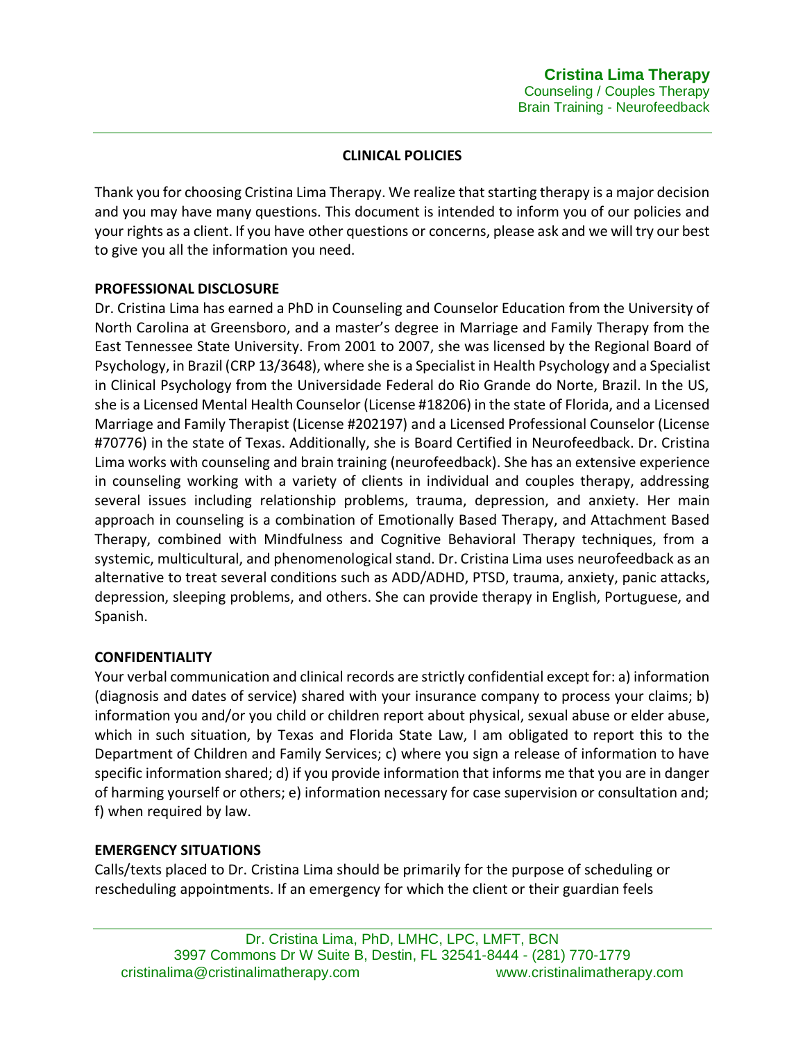**Cristina Lima Therapy**
Counseling / Couples Therapy
Brain Training - Neurofeedback

## CLINICAL POLICIES

Thank you for choosing Cristina Lima Therapy. We realize that starting therapy is a major decision and you may have many questions. This document is intended to inform you of our policies and your rights as a client. If you have other questions or concerns, please ask and we will try our best to give you all the information you need.

### PROFESSIONAL DISCLOSURE

Dr. Cristina Lima has earned a PhD in Counseling and Counselor Education from the University of North Carolina at Greensboro, and a master's degree in Marriage and Family Therapy from the East Tennessee State University. From 2001 to 2007, she was licensed by the Regional Board of Psychology, in Brazil (CRP 13/3648), where she is a Specialist in Health Psychology and a Specialist in Clinical Psychology from the Universidade Federal do Rio Grande do Norte, Brazil. In the US, she is a Licensed Mental Health Counselor (License #18206) in the state of Florida, and a Licensed Marriage and Family Therapist (License #202197) and a Licensed Professional Counselor (License #70776) in the state of Texas. Additionally, she is Board Certified in Neurofeedback. Dr. Cristina Lima works with counseling and brain training (neurofeedback). She has an extensive experience in counseling working with a variety of clients in individual and couples therapy, addressing several issues including relationship problems, trauma, depression, and anxiety. Her main approach in counseling is a combination of Emotionally Based Therapy, and Attachment Based Therapy, combined with Mindfulness and Cognitive Behavioral Therapy techniques, from a systemic, multicultural, and phenomenological stand. Dr. Cristina Lima uses neurofeedback as an alternative to treat several conditions such as ADD/ADHD, PTSD, trauma, anxiety, panic attacks, depression, sleeping problems, and others. She can provide therapy in English, Portuguese, and Spanish.

### CONFIDENTIALITY

Your verbal communication and clinical records are strictly confidential except for: a) information (diagnosis and dates of service) shared with your insurance company to process your claims; b) information you and/or you child or children report about physical, sexual abuse or elder abuse, which in such situation, by Texas and Florida State Law, I am obligated to report this to the Department of Children and Family Services; c) where you sign a release of information to have specific information shared; d) if you provide information that informs me that you are in danger of harming yourself or others; e) information necessary for case supervision or consultation and; f) when required by law.

### EMERGENCY SITUATIONS

Calls/texts placed to Dr. Cristina Lima should be primarily for the purpose of scheduling or rescheduling appointments. If an emergency for which the client or their guardian feels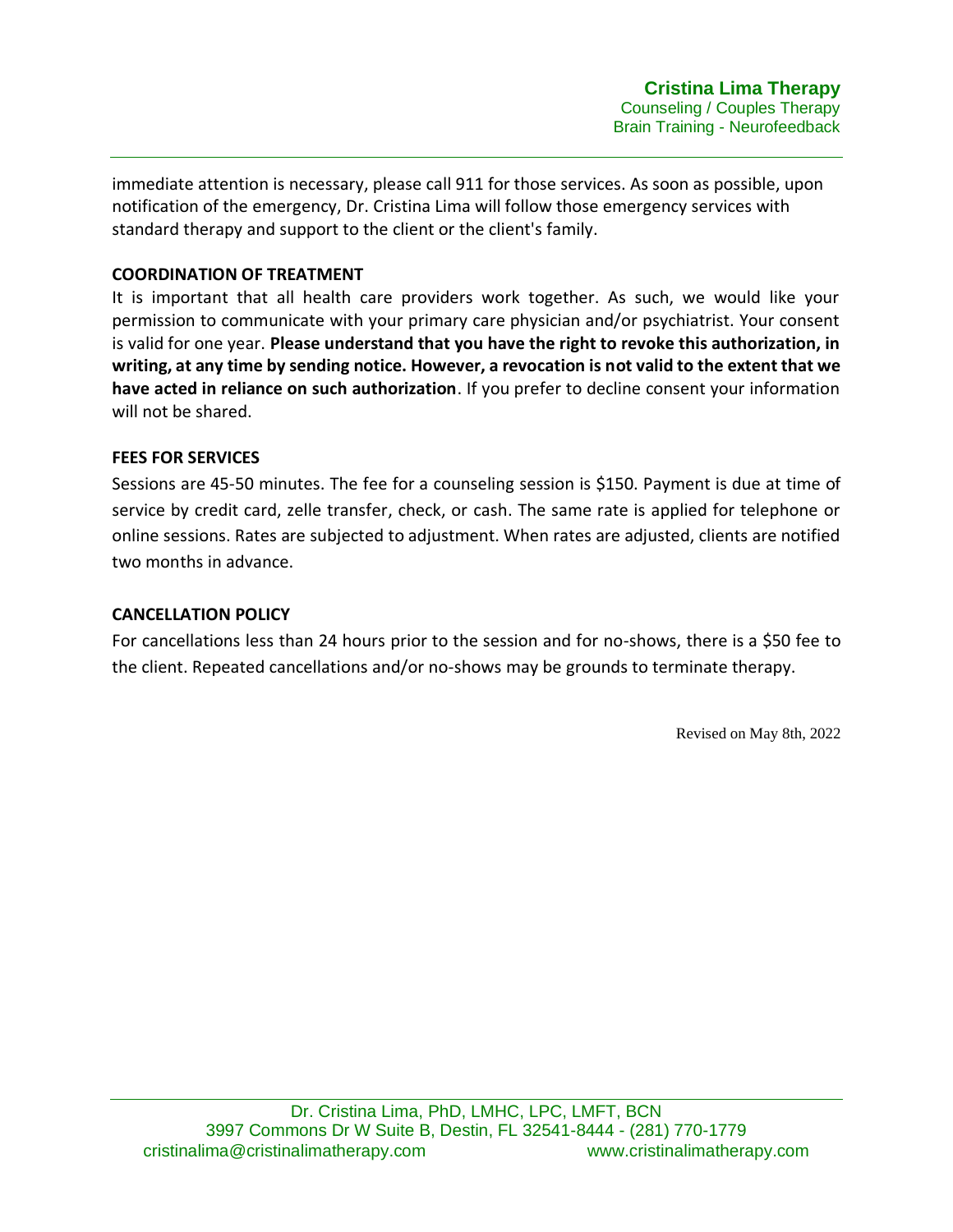immediate attention is necessary, please call 911 for those services. As soon as possible, upon notification of the emergency, Dr. Cristina Lima will follow those emergency services with standard therapy and support to the client or the client's family.

**COORDINATION OF TREATMENT**

It is important that all health care providers work together. As such, we would like your permission to communicate with your primary care physician and/or psychiatrist. Your consent is valid for one year. **Please understand that you have the right to revoke this authorization, in writing, at any time by sending notice. However, a revocation is not valid to the extent that we have acted in reliance on such authorization**. If you prefer to decline consent your information will not be shared.

**FEES FOR SERVICES**

Sessions are 45-50 minutes. The fee for a counseling session is $150. Payment is due at time of service by credit card, zelle transfer, check, or cash. The same rate is applied for telephone or online sessions. Rates are subjected to adjustment. When rates are adjusted, clients are notified two months in advance.

**CANCELLATION POLICY**

For cancellations less than 24 hours prior to the session and for no-shows, there is a $50 fee to the client. Repeated cancellations and/or no-shows may be grounds to terminate therapy.

Revised on May 8th, 2022